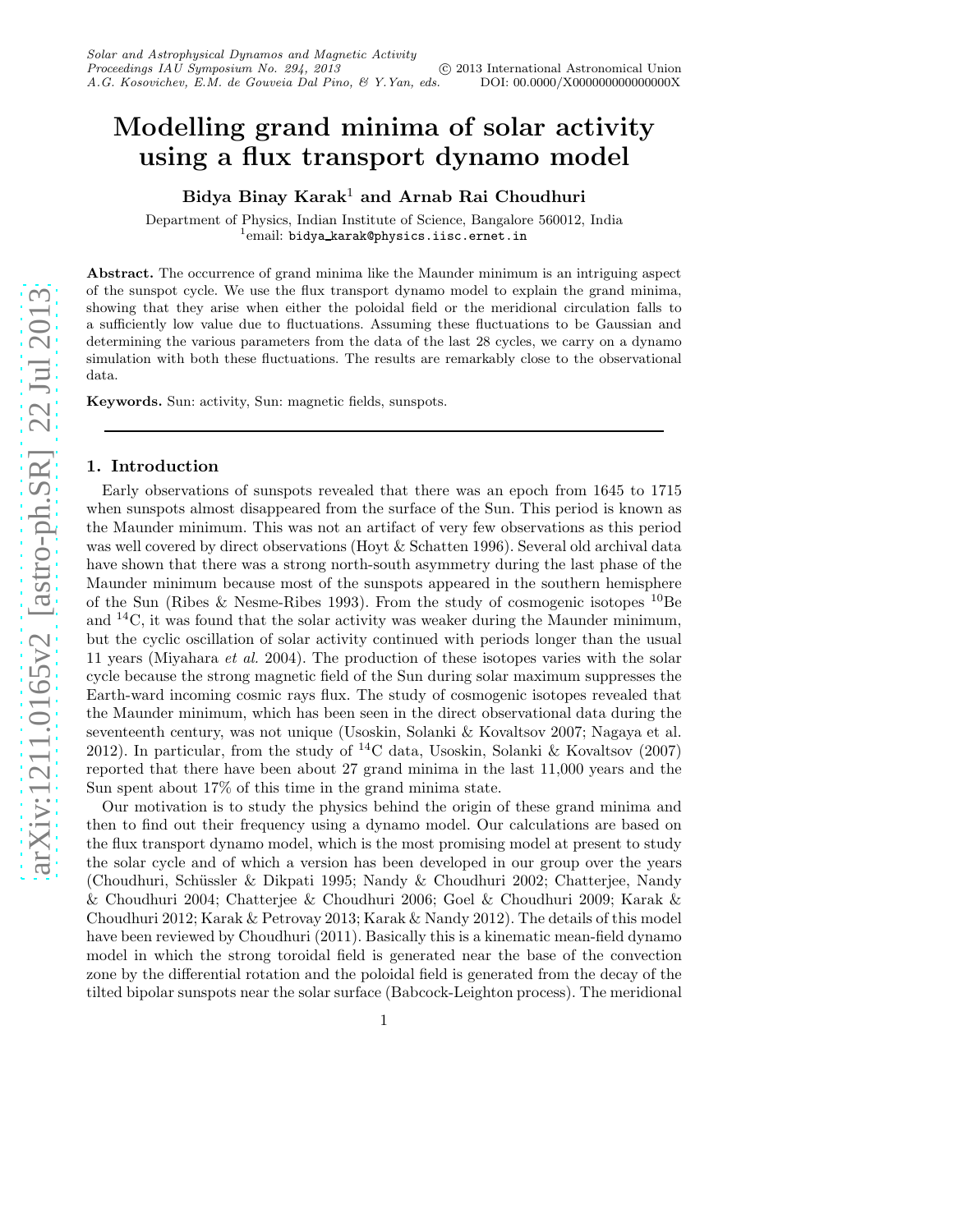# Modelling grand minima of solar activity using a flux transport dynamo model

**Bidya Binay Karak[1] and Arnab Rai Choudhuri**

Department of Physics, Indian Institute of Science, Bangalore 560012, India
[1]email: bidya_karak@physics.iisc.ernet.in

**Abstract.** The occurrence of grand minima like the Maunder minimum is an intriguing aspect of the sunspot cycle. We use the flux transport dynamo model to explain the grand minima, showing that they arise when either the poloidal field or the meridional circulation falls to a sufficiently low value due to fluctuations. Assuming these fluctuations to be Gaussian and determining the various parameters from the data of the last 28 cycles, we carry on a dynamo simulation with both these fluctuations. The results are remarkably close to the observational data.

**Keywords.** Sun: activity, Sun: magnetic fields, sunspots.

## 1. Introduction

Early observations of sunspots revealed that there was an epoch from 1645 to 1715 when sunspots almost disappeared from the surface of the Sun. This period is known as the Maunder minimum. This was not an artifact of very few observations as this period was well covered by direct observations (Hoyt & Schatten 1996). Several old archival data have shown that there was a strong north-south asymmetry during the last phase of the Maunder minimum because most of the sunspots appeared in the southern hemisphere of the Sun (Ribes & Nesme-Ribes 1993). From the study of cosmogenic isotopes $^{10}$Be and $^{14}$C, it was found that the solar activity was weaker during the Maunder minimum, but the cyclic oscillation of solar activity continued with periods longer than the usual 11 years (Miyahara *et al.* 2004). The production of these isotopes varies with the solar cycle because the strong magnetic field of the Sun during solar maximum suppresses the Earth-ward incoming cosmic rays flux. The study of cosmogenic isotopes revealed that the Maunder minimum, which has been seen in the direct observational data during the seventeenth century, was not unique (Usoskin, Solanki & Kovaltsov 2007; Nagaya et al. 2012). In particular, from the study of $^{14}$C data, Usoskin, Solanki & Kovaltsov (2007) reported that there have been about 27 grand minima in the last 11,000 years and the Sun spent about 17% of this time in the grand minima state.

Our motivation is to study the physics behind the origin of these grand minima and then to find out their frequency using a dynamo model. Our calculations are based on the flux transport dynamo model, which is the most promising model at present to study the solar cycle and of which a version has been developed in our group over the years (Choudhuri, Schüssler & Dikpati 1995; Nandy & Choudhuri 2002; Chatterjee, Nandy & Choudhuri 2004; Chatterjee & Choudhuri 2006; Goel & Choudhuri 2009; Karak & Choudhuri 2012; Karak & Petrovay 2013; Karak & Nandy 2012). The details of this model have been reviewed by Choudhuri (2011). Basically this is a kinematic mean-field dynamo model in which the strong toroidal field is generated near the base of the convection zone by the differential rotation and the poloidal field is generated from the decay of the tilted bipolar sunspots near the solar surface (Babcock-Leighton process). The meridional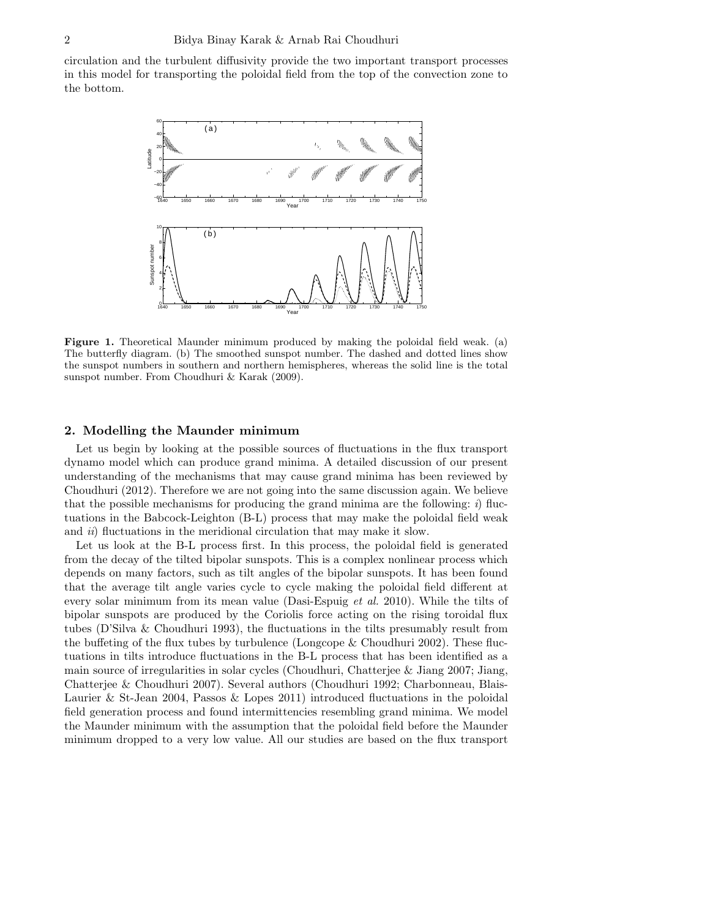circulation and the turbulent diffusivity provide the two important transport processes in this model for transporting the poloidal field from the top of the convection zone to the bottom.

**Figure 1.** Theoretical Maunder minimum produced by making the poloidal field weak. (a) The butterfly diagram. (b) The smoothed sunspot number. The dashed and dotted lines show the sunspot numbers in southern and northern hemispheres, whereas the solid line is the total sunspot number. From Choudhuri & Karak (2009).

## 2. Modelling the Maunder minimum

Let us begin by looking at the possible sources of fluctuations in the flux transport dynamo model which can produce grand minima. A detailed discussion of our present understanding of the mechanisms that may cause grand minima has been reviewed by Choudhuri (2012). Therefore we are not going into the same discussion again. We believe that the possible mechanisms for producing the grand minima are the following: *i*) fluctuations in the Babcock-Leighton (B-L) process that may make the poloidal field weak and *ii*) fluctuations in the meridional circulation that may make it slow.

Let us look at the B-L process first. In this process, the poloidal field is generated from the decay of the tilted bipolar sunspots. This is a complex nonlinear process which depends on many factors, such as tilt angles of the bipolar sunspots. It has been found that the average tilt angle varies cycle to cycle making the poloidal field different at every solar minimum from its mean value (Dasi-Espuig *et al.* 2010). While the tilts of bipolar sunspots are produced by the Coriolis force acting on the rising toroidal flux tubes (D'Silva & Choudhuri 1993), the fluctuations in the tilts presumably result from the buffeting of the flux tubes by turbulence (Longcope & Choudhuri 2002). These fluctuations in tilts introduce fluctuations in the B-L process that has been identified as a main source of irregularities in solar cycles (Choudhuri, Chatterjee & Jiang 2007; Jiang, Chatterjee & Choudhuri 2007). Several authors (Choudhuri 1992; Charbonneau, Blais-Laurier & St-Jean 2004, Passos & Lopes 2011) introduced fluctuations in the poloidal field generation process and found intermittencies resembling grand minima. We model the Maunder minimum with the assumption that the poloidal field before the Maunder minimum dropped to a very low value. All our studies are based on the flux transport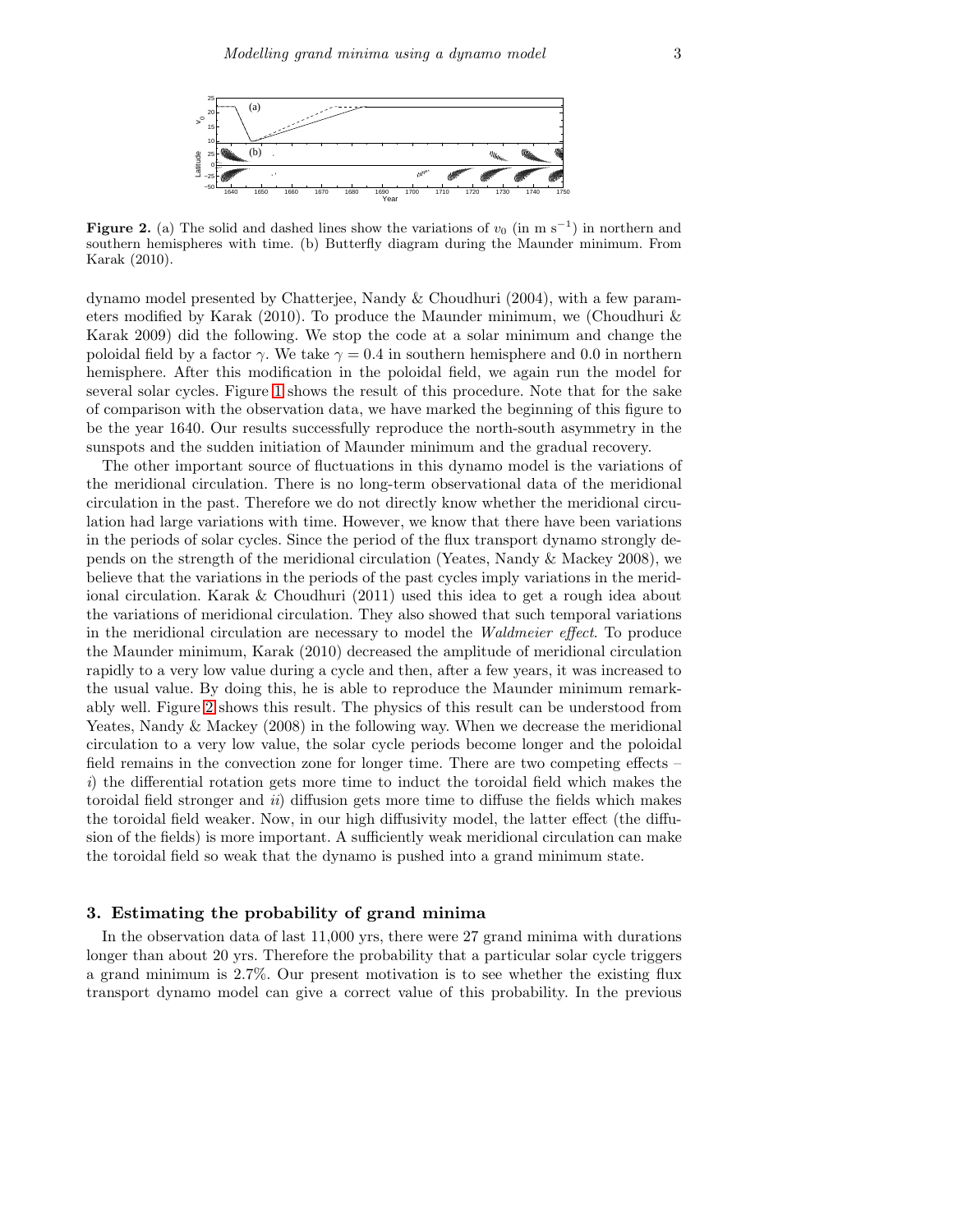**Figure 2.** (a) The solid and dashed lines show the variations of $v_0$ (in m s$^{-1}$) in northern and southern hemispheres with time. (b) Butterfly diagram during the Maunder minimum. From Karak (2010).

dynamo model presented by Chatterjee, Nandy & Choudhuri (2004), with a few parameters modified by Karak (2010). To produce the Maunder minimum, we (Choudhuri & Karak 2009) did the following. We stop the code at a solar minimum and change the poloidal field by a factor $\gamma$. We take $\gamma = 0.4$ in southern hemisphere and 0.0 in northern hemisphere. After this modification in the poloidal field, we again run the model for several solar cycles. Figure 1 shows the result of this procedure. Note that for the sake of comparison with the observation data, we have marked the beginning of this figure to be the year 1640. Our results successfully reproduce the north-south asymmetry in the sunspots and the sudden initiation of Maunder minimum and the gradual recovery.

The other important source of fluctuations in this dynamo model is the variations of the meridional circulation. There is no long-term observational data of the meridional circulation in the past. Therefore we do not directly know whether the meridional circulation had large variations with time. However, we know that there have been variations in the periods of solar cycles. Since the period of the flux transport dynamo strongly depends on the strength of the meridional circulation (Yeates, Nandy & Mackey 2008), we believe that the variations in the periods of the past cycles imply variations in the meridional circulation. Karak & Choudhuri (2011) used this idea to get a rough idea about the variations of meridional circulation. They also showed that such temporal variations in the meridional circulation are necessary to model the *Waldmeier effect*. To produce the Maunder minimum, Karak (2010) decreased the amplitude of meridional circulation rapidly to a very low value during a cycle and then, after a few years, it was increased to the usual value. By doing this, he is able to reproduce the Maunder minimum remarkably well. Figure 2 shows this result. The physics of this result can be understood from Yeates, Nandy & Mackey (2008) in the following way. When we decrease the meridional circulation to a very low value, the solar cycle periods become longer and the poloidal field remains in the convection zone for longer time. There are two competing effects – *i*) the differential rotation gets more time to induct the toroidal field which makes the toroidal field stronger and *ii*) diffusion gets more time to diffuse the fields which makes the toroidal field weaker. Now, in our high diffusivity model, the latter effect (the diffusion of the fields) is more important. A sufficiently weak meridional circulation can make the toroidal field so weak that the dynamo is pushed into a grand minimum state.

## 3. Estimating the probability of grand minima

In the observation data of last 11,000 yrs, there were 27 grand minima with durations longer than about 20 yrs. Therefore the probability that a particular solar cycle triggers a grand minimum is 2.7%. Our present motivation is to see whether the existing flux transport dynamo model can give a correct value of this probability. In the previous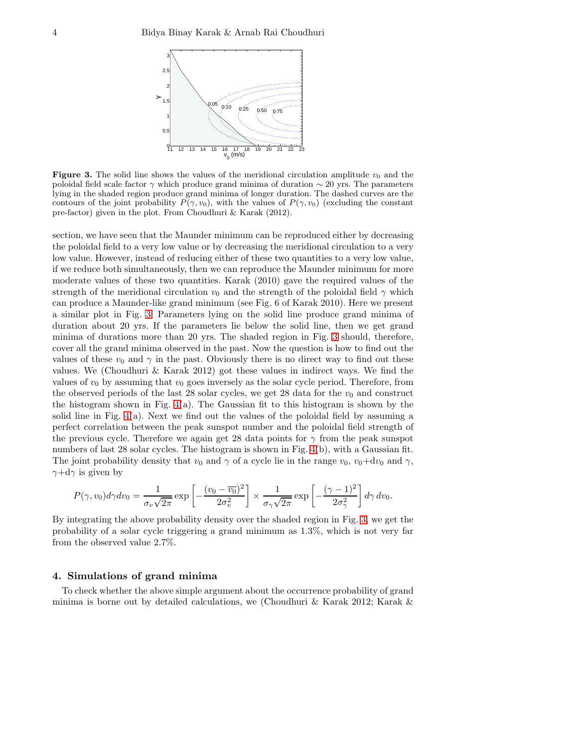**Figure 3.** The solid line shows the values of the meridional circulation amplitude $v_0$ and the poloidal field scale factor $\gamma$ which produce grand minima of duration $\sim 20$ yrs. The parameters lying in the shaded region produce grand minima of longer duration. The dashed curves are the contours of the joint probability $P(\gamma, v_0)$, with the values of $P(\gamma, v_0)$ (excluding the constant pre-factor) given in the plot. From Choudhuri & Karak (2012).

section, we have seen that the Maunder minimum can be reproduced either by decreasing the poloidal field to a very low value or by decreasing the meridional circulation to a very low value. However, instead of reducing either of these two quantities to a very low value, if we reduce both simultaneously, then we can reproduce the Maunder minimum for more moderate values of these two quantities. Karak (2010) gave the required values of the strength of the meridional circulation $v_0$ and the strength of the poloidal field $\gamma$ which can produce a Maunder-like grand minimum (see Fig. 6 of Karak 2010). Here we present a similar plot in Fig. 3. Parameters lying on the solid line produce grand minima of duration about 20 yrs. If the parameters lie below the solid line, then we get grand minima of durations more than 20 yrs. The shaded region in Fig. 3 should, therefore, cover all the grand minima observed in the past. Now the question is how to find out the values of these $v_0$ and $\gamma$ in the past. Obviously there is no direct way to find out these values. We (Choudhuri & Karak 2012) got these values in indirect ways. We find the values of $v_0$ by assuming that $v_0$ goes inversely as the solar cycle period. Therefore, from the observed periods of the last 28 solar cycles, we get 28 data for the $v_0$ and construct the histogram shown in Fig. 4(a). The Gaussian fit to this histogram is shown by the solid line in Fig. 4(a). Next we find out the values of the poloidal field by assuming a perfect correlation between the peak sunspot number and the poloidal field strength of the previous cycle. Therefore we again get 28 data points for $\gamma$ from the peak sunspot numbers of last 28 solar cycles. The histogram is shown in Fig. 4(b), with a Gaussian fit. The joint probability density that $v_0$ and $\gamma$ of a cycle lie in the range $v_0$, $v_0$+d$v_0$ and $\gamma$, $\gamma$+d$\gamma$ is given by

$$P(\gamma, v_0) d\gamma dv_0 = \frac{1}{\sigma_v \sqrt{2\pi}} \exp\left[-\frac{(v_0 - \overline{v_0})^2}{2\sigma_v^2}\right] \times \frac{1}{\sigma_\gamma \sqrt{2\pi}} \exp\left[-\frac{(\gamma - 1)^2}{2\sigma_\gamma^2}\right] d\gamma \, dv_0.$$

By integrating the above probability density over the shaded region in Fig. 3, we get the probability of a solar cycle triggering a grand minimum as 1.3%, which is not very far from the observed value 2.7%.

## 4. Simulations of grand minima

To check whether the above simple argument about the occurrence probability of grand minima is borne out by detailed calculations, we (Choudhuri & Karak 2012; Karak &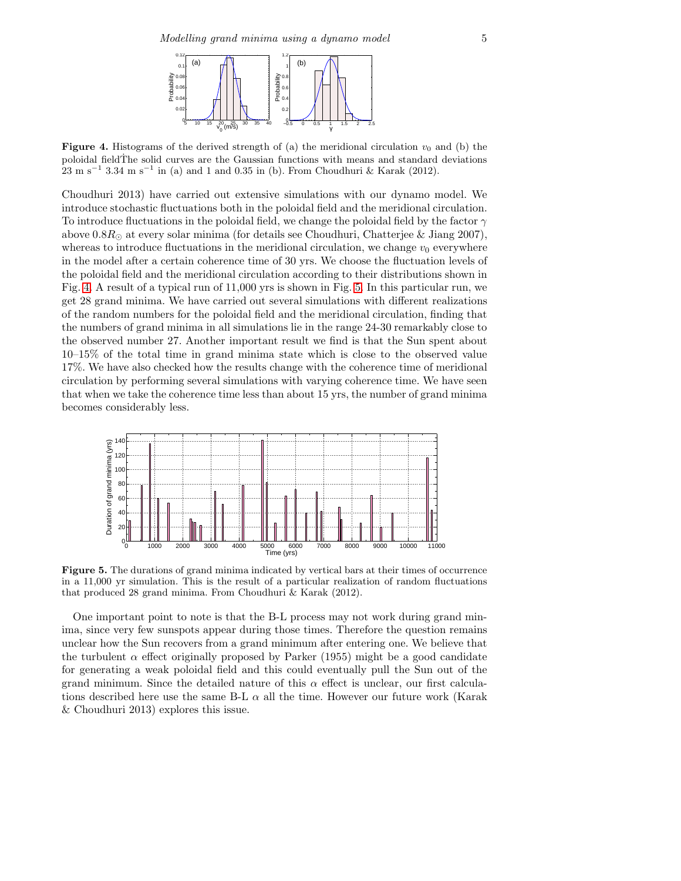**Figure 4.** Histograms of the derived strength of (a) the meridional circulation $v_0$ and (b) the poloidal fieldThe solid curves are the Gaussian functions with means and standard deviations 23 m s$^{-1}$ 3.34 m s$^{-1}$ in (a) and 1 and 0.35 in (b). From Choudhuri & Karak (2012).

Choudhuri 2013) have carried out extensive simulations with our dynamo model. We introduce stochastic fluctuations both in the poloidal field and the meridional circulation. To introduce fluctuations in the poloidal field, we change the poloidal field by the factor $\gamma$ above $0.8R_{\odot}$ at every solar minima (for details see Choudhuri, Chatterjee & Jiang 2007), whereas to introduce fluctuations in the meridional circulation, we change $v_0$ everywhere in the model after a certain coherence time of 30 yrs. We choose the fluctuation levels of the poloidal field and the meridional circulation according to their distributions shown in Fig. 4. A result of a typical run of 11,000 yrs is shown in Fig. 5. In this particular run, we get 28 grand minima. We have carried out several simulations with different realizations of the random numbers for the poloidal field and the meridional circulation, finding that the numbers of grand minima in all simulations lie in the range 24-30 remarkably close to the observed number 27. Another important result we find is that the Sun spent about 10–15% of the total time in grand minima state which is close to the observed value 17%. We have also checked how the results change with the coherence time of meridional circulation by performing several simulations with varying coherence time. We have seen that when we take the coherence time less than about 15 yrs, the number of grand minima becomes considerably less.

**Figure 5.** The durations of grand minima indicated by vertical bars at their times of occurrence in a 11,000 yr simulation. This is the result of a particular realization of random fluctuations that produced 28 grand minima. From Choudhuri & Karak (2012).

One important point to note is that the B-L process may not work during grand minima, since very few sunspots appear during those times. Therefore the question remains unclear how the Sun recovers from a grand minimum after entering one. We believe that the turbulent $\alpha$ effect originally proposed by Parker (1955) might be a good candidate for generating a weak poloidal field and this could eventually pull the Sun out of the grand minimum. Since the detailed nature of this $\alpha$ effect is unclear, our first calculations described here use the same B-L $\alpha$ all the time. However our future work (Karak & Choudhuri 2013) explores this issue.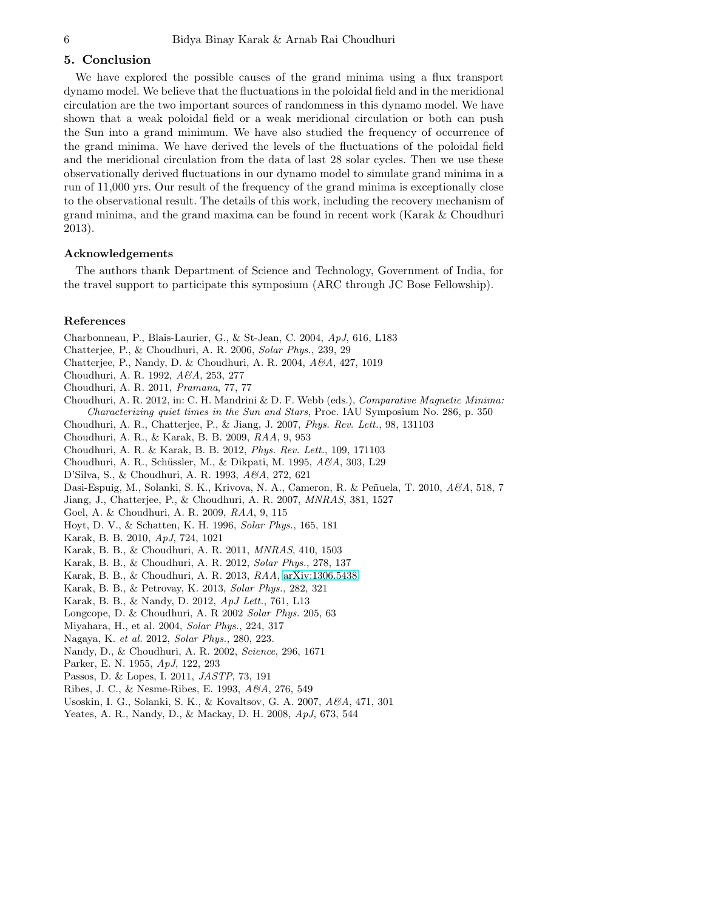## 5. Conclusion

We have explored the possible causes of the grand minima using a flux transport dynamo model. We believe that the fluctuations in the poloidal field and in the meridional circulation are the two important sources of randomness in this dynamo model. We have shown that a weak poloidal field or a weak meridional circulation or both can push the Sun into a grand minimum. We have also studied the frequency of occurrence of the grand minima. We have derived the levels of the fluctuations of the poloidal field and the meridional circulation from the data of last 28 solar cycles. Then we use these observationally derived fluctuations in our dynamo model to simulate grand minima in a run of 11,000 yrs. Our result of the frequency of the grand minima is exceptionally close to the observational result. The details of this work, including the recovery mechanism of grand minima, and the grand maxima can be found in recent work (Karak & Choudhuri 2013).

### Acknowledgements

The authors thank Department of Science and Technology, Government of India, for the travel support to participate this symposium (ARC through JC Bose Fellowship).

### References

Charbonneau, P., Blais-Laurier, G., & St-Jean, C. 2004, *ApJ*, 616, L183
Chatterjee, P., & Choudhuri, A. R. 2006, *Solar Phys.*, 239, 29
Chatterjee, P., Nandy, D. & Choudhuri, A. R. 2004, *A&A*, 427, 1019
Choudhuri, A. R. 1992, *A&A*, 253, 277
Choudhuri, A. R. 2011, *Pramana*, 77, 77
Choudhuri, A. R. 2012, in: C. H. Mandrini & D. F. Webb (eds.), *Comparative Magnetic Minima: Characterizing quiet times in the Sun and Stars*, Proc. IAU Symposium No. 286, p. 350
Choudhuri, A. R., Chatterjee, P., & Jiang, J. 2007, *Phys. Rev. Lett.*, 98, 131103
Choudhuri, A. R., & Karak, B. B. 2009, *RAA*, 9, 953
Choudhuri, A. R. & Karak, B. B. 2012, *Phys. Rev. Lett.*, 109, 171103
Choudhuri, A. R., Schüssler, M., & Dikpati, M. 1995, *A&A*, 303, L29
D'Silva, S., & Choudhuri, A. R. 1993, *A&A*, 272, 621
Dasi-Espuig, M., Solanki, S. K., Krivova, N. A., Cameron, R. & Peñuela, T. 2010, *A&A*, 518, 7
Jiang, J., Chatterjee, P., & Choudhuri, A. R. 2007, *MNRAS*, 381, 1527
Goel, A. & Choudhuri, A. R. 2009, *RAA*, 9, 115
Hoyt, D. V., & Schatten, K. H. 1996, *Solar Phys.*, 165, 181
Karak, B. B. 2010, *ApJ*, 724, 1021
Karak, B. B., & Choudhuri, A. R. 2011, *MNRAS*, 410, 1503
Karak, B. B., & Choudhuri, A. R. 2012, *Solar Phys.*, 278, 137
Karak, B. B., & Choudhuri, A. R. 2013, *RAA*, arXiv:1306.5438
Karak, B. B., & Petrovay, K. 2013, *Solar Phys.*, 282, 321
Karak, B. B., & Nandy, D. 2012, *ApJ Lett.*, 761, L13
Longcope, D. & Choudhuri, A. R 2002 *Solar Phys.* 205, 63
Miyahara, H., et al. 2004, *Solar Phys.*, 224, 317
Nagaya, K. *et al.* 2012, *Solar Phys.*, 280, 223.
Nandy, D., & Choudhuri, A. R. 2002, *Science*, 296, 1671
Parker, E. N. 1955, *ApJ*, 122, 293
Passos, D. & Lopes, I. 2011, *JASTP*, 73, 191
Ribes, J. C., & Nesme-Ribes, E. 1993, *A&A*, 276, 549
Usoskin, I. G., Solanki, S. K., & Kovaltsov, G. A. 2007, *A&A*, 471, 301
Yeates, A. R., Nandy, D., & Mackay, D. H. 2008, *ApJ*, 673, 544